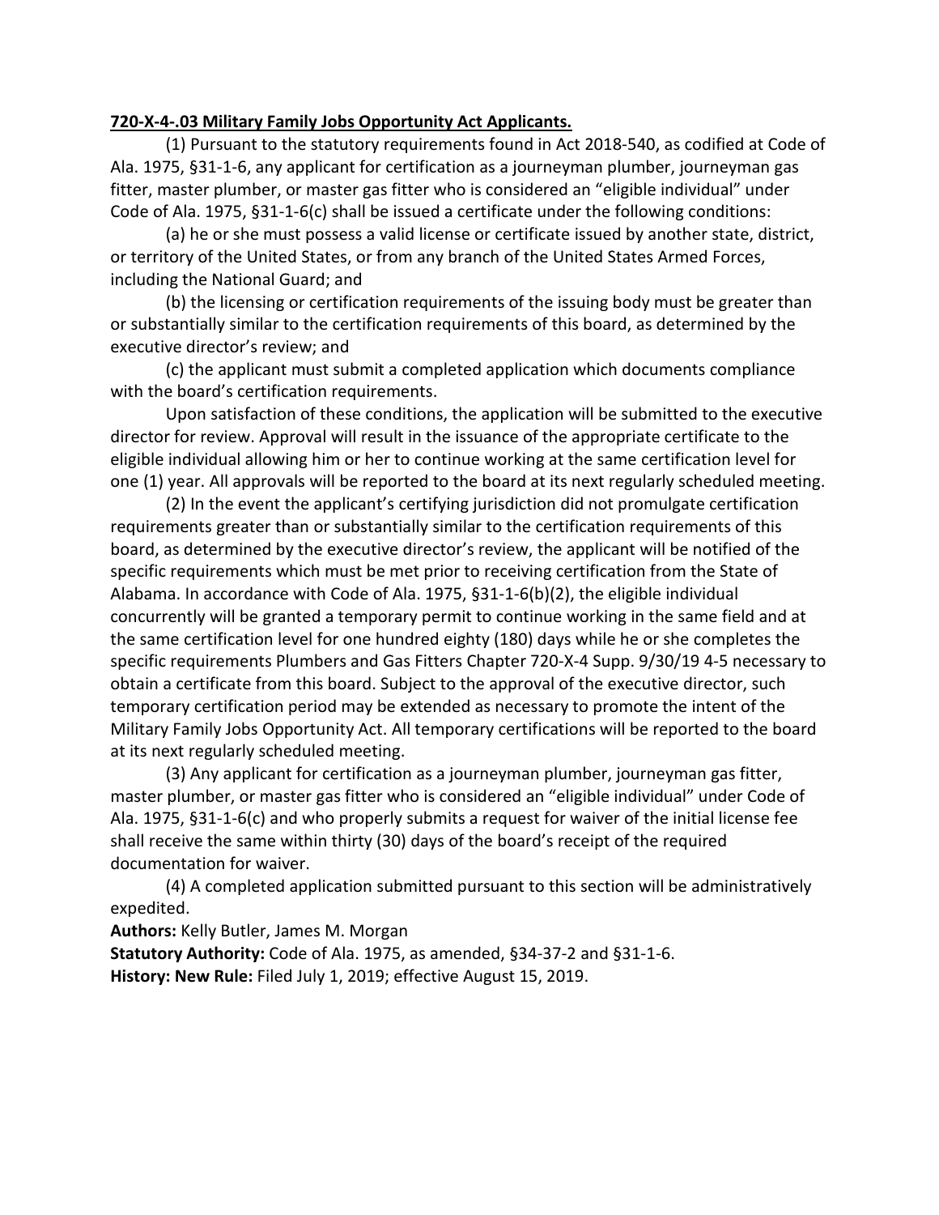**720-X-4-.03 Military Family Jobs Opportunity Act Applicants.**

(1) Pursuant to the statutory requirements found in Act 2018-540, as codified at Code of Ala. 1975, §31-1-6, any applicant for certification as a journeyman plumber, journeyman gas fitter, master plumber, or master gas fitter who is considered an "eligible individual" under Code of Ala. 1975, §31-1-6(c) shall be issued a certificate under the following conditions:

(a) he or she must possess a valid license or certificate issued by another state, district, or territory of the United States, or from any branch of the United States Armed Forces, including the National Guard; and

(b) the licensing or certification requirements of the issuing body must be greater than or substantially similar to the certification requirements of this board, as determined by the executive director's review; and

(c) the applicant must submit a completed application which documents compliance with the board's certification requirements.

Upon satisfaction of these conditions, the application will be submitted to the executive director for review. Approval will result in the issuance of the appropriate certificate to the eligible individual allowing him or her to continue working at the same certification level for one (1) year. All approvals will be reported to the board at its next regularly scheduled meeting.

(2) In the event the applicant's certifying jurisdiction did not promulgate certification requirements greater than or substantially similar to the certification requirements of this board, as determined by the executive director's review, the applicant will be notified of the specific requirements which must be met prior to receiving certification from the State of Alabama. In accordance with Code of Ala. 1975, §31-1-6(b)(2), the eligible individual concurrently will be granted a temporary permit to continue working in the same field and at the same certification level for one hundred eighty (180) days while he or she completes the specific requirements Plumbers and Gas Fitters Chapter 720-X-4 Supp. 9/30/19 4-5 necessary to obtain a certificate from this board. Subject to the approval of the executive director, such temporary certification period may be extended as necessary to promote the intent of the Military Family Jobs Opportunity Act. All temporary certifications will be reported to the board at its next regularly scheduled meeting.

(3) Any applicant for certification as a journeyman plumber, journeyman gas fitter, master plumber, or master gas fitter who is considered an "eligible individual" under Code of Ala. 1975, §31-1-6(c) and who properly submits a request for waiver of the initial license fee shall receive the same within thirty (30) days of the board's receipt of the required documentation for waiver.

(4) A completed application submitted pursuant to this section will be administratively expedited.

**Authors:** Kelly Butler, James M. Morgan

**Statutory Authority:** Code of Ala. 1975, as amended, §34-37-2 and §31-1-6.

**History: New Rule:** Filed July 1, 2019; effective August 15, 2019.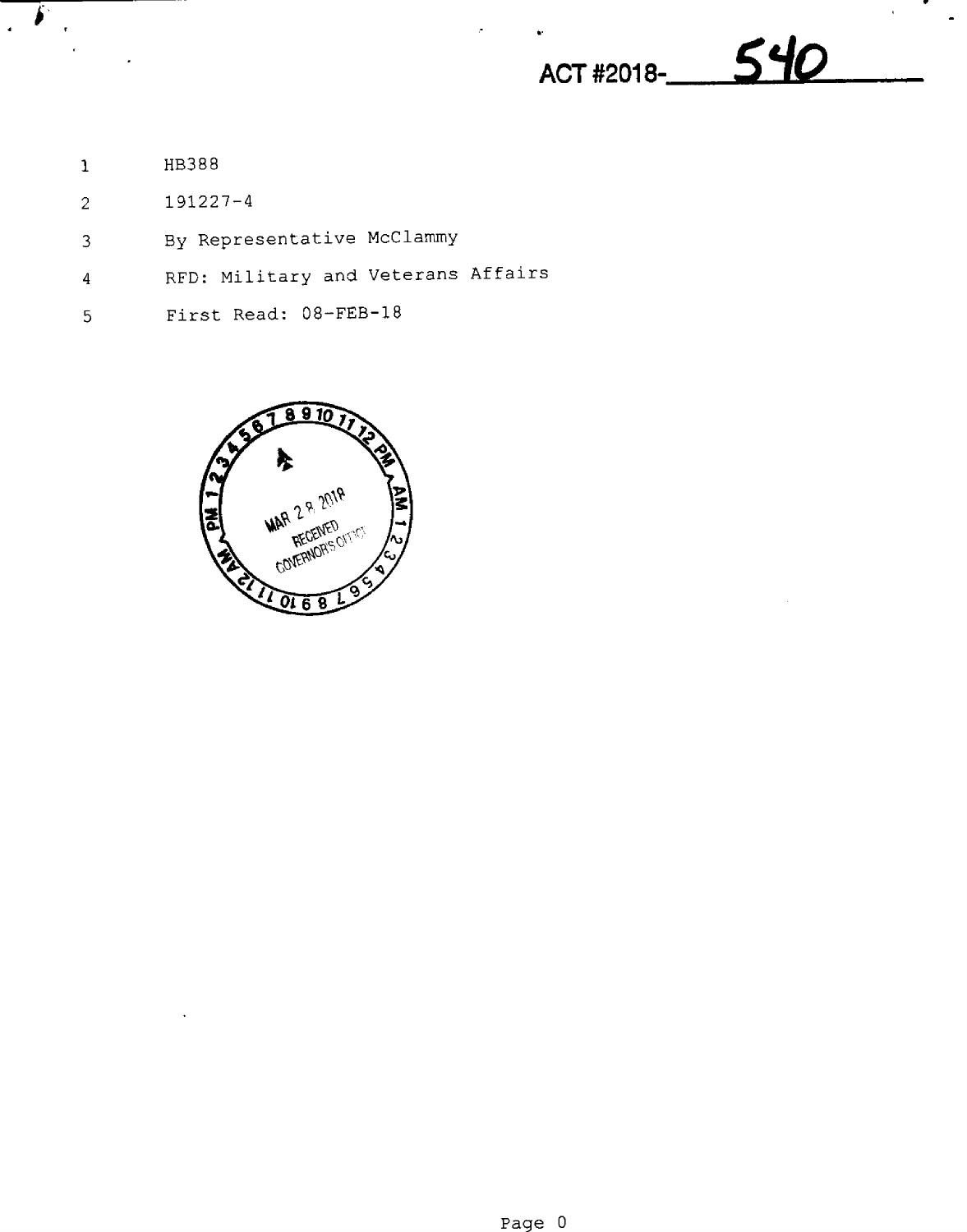ACT #2018-540

1 HB388

2 191227-4

3 By Representative McClammy

4 RFD: Military and Veterans Affairs

5 First Read: 08-FEB-18

MAR 28 2018 RECEIVED GOVERNOR'S OFFICE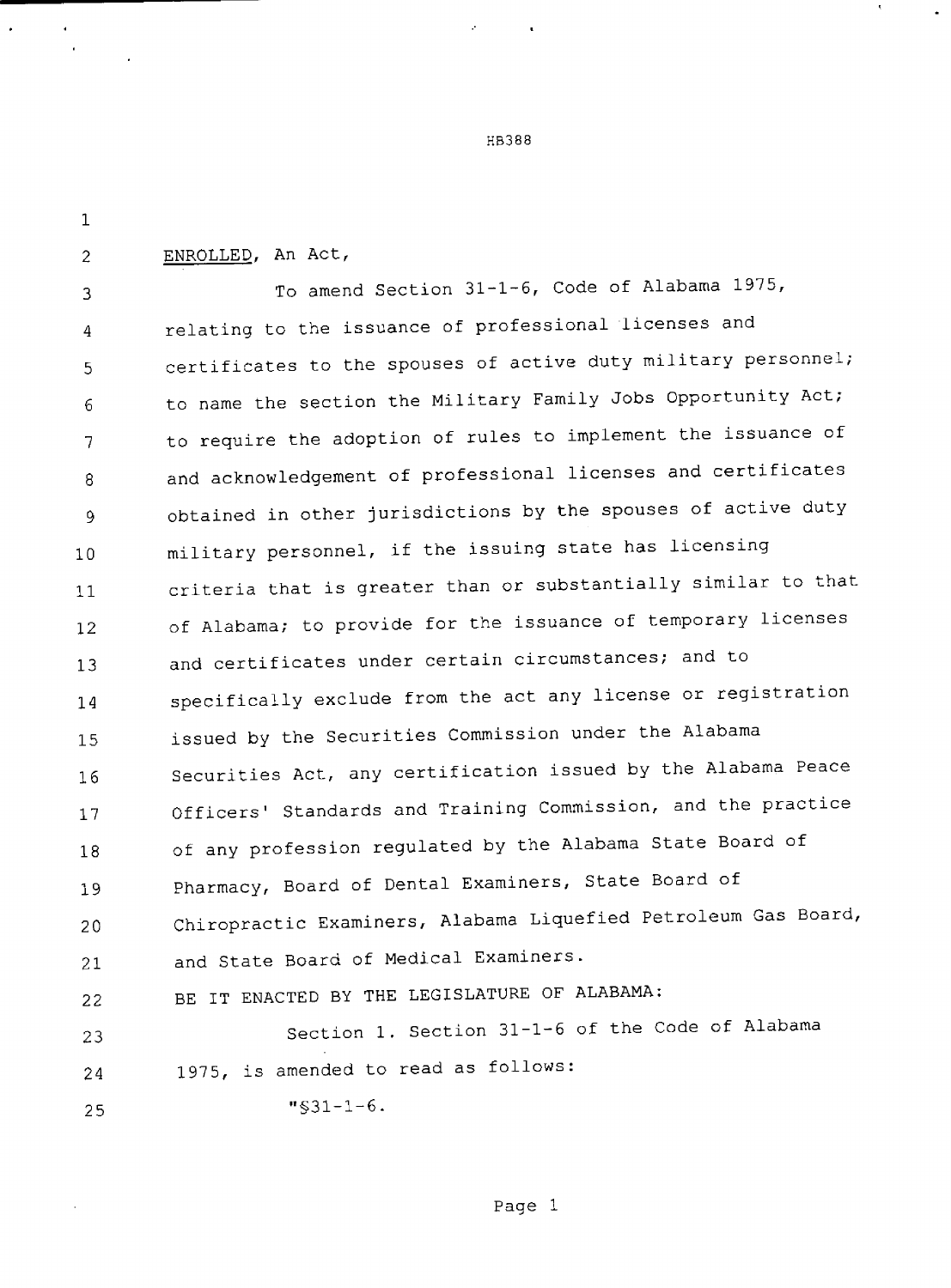ENROLLED, An Act,

To amend Section 31-1-6, Code of Alabama 1975, relating to the issuance of professional licenses and certificates to the spouses of active duty military personnel; to name the section the Military Family Jobs Opportunity Act; to require the adoption of rules to implement the issuance of and acknowledgement of professional licenses and certificates obtained in other jurisdictions by the spouses of active duty military personnel, if the issuing state has licensing criteria that is greater than or substantially similar to that of Alabama; to provide for the issuance of temporary licenses and certificates under certain circumstances; and to specifically exclude from the act any license or registration issued by the Securities Commission under the Alabama Securities Act, any certification issued by the Alabama Peace Officers' Standards and Training Commission, and the practice of any profession regulated by the Alabama State Board of Pharmacy, Board of Dental Examiners, State Board of Chiropractic Examiners, Alabama Liquefied Petroleum Gas Board, and State Board of Medical Examiners.

BE IT ENACTED BY THE LEGISLATURE OF ALABAMA:

Section 1. Section 31-1-6 of the Code of Alabama 1975, is amended to read as follows:

"§31-1-6.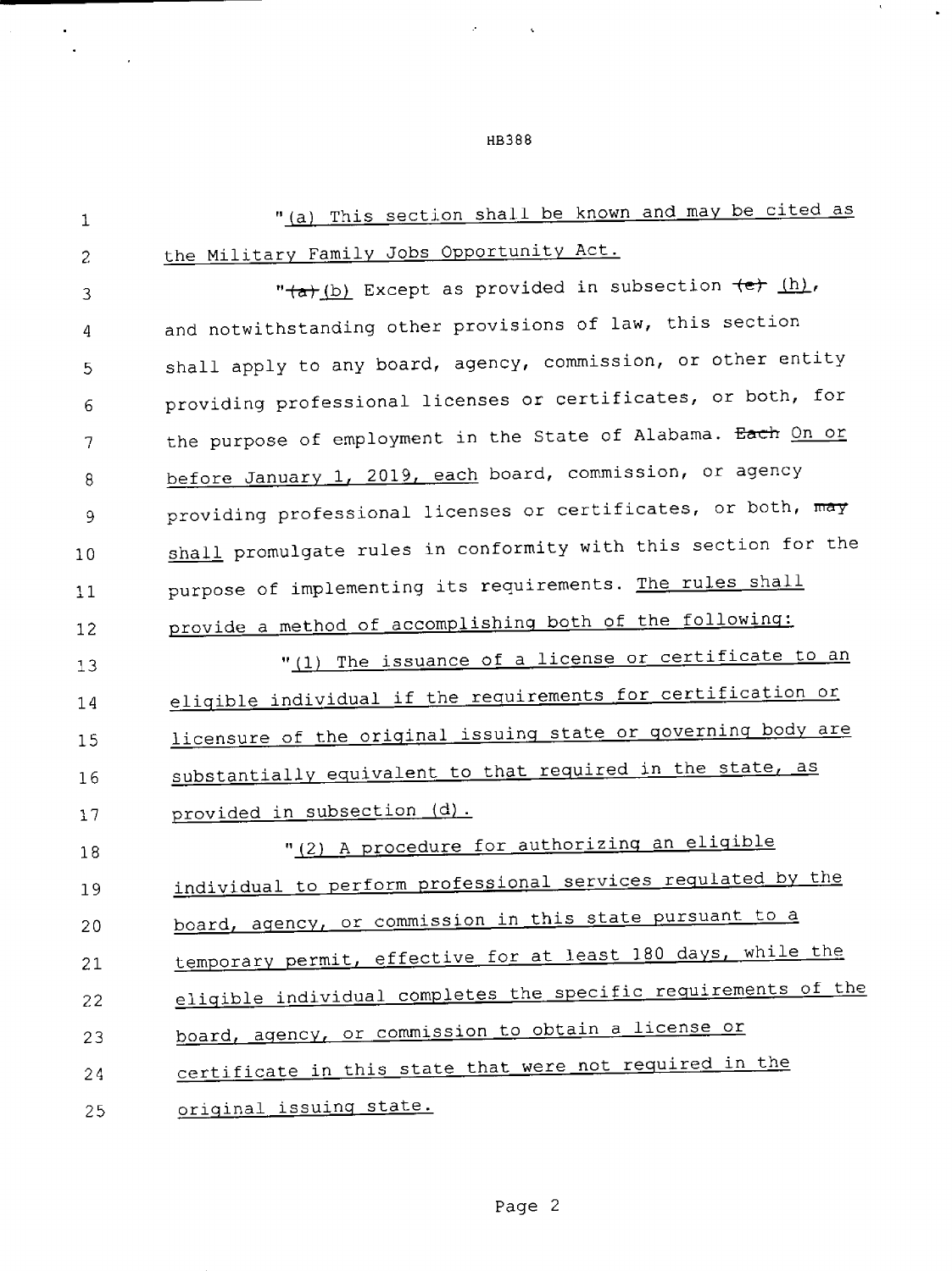"(a) This section shall be known and may be cited as the Military Family Jobs Opportunity Act.

"~~(a)~~ (b) Except as provided in subsection ~~(e)~~ (h), and notwithstanding other provisions of law, this section shall apply to any board, agency, commission, or other entity providing professional licenses or certificates, or both, for the purpose of employment in the State of Alabama. ~~Each~~ On or before January 1, 2019, each board, commission, or agency providing professional licenses or certificates, or both, ~~may~~ shall promulgate rules in conformity with this section for the purpose of implementing its requirements. The rules shall provide a method of accomplishing both of the following:

"(1) The issuance of a license or certificate to an eligible individual if the requirements for certification or licensure of the original issuing state or governing body are substantially equivalent to that required in the state, as provided in subsection (d).

"(2) A procedure for authorizing an eligible individual to perform professional services regulated by the board, agency, or commission in this state pursuant to a temporary permit, effective for at least 180 days, while the eligible individual completes the specific requirements of the board, agency, or commission to obtain a license or certificate in this state that were not required in the original issuing state.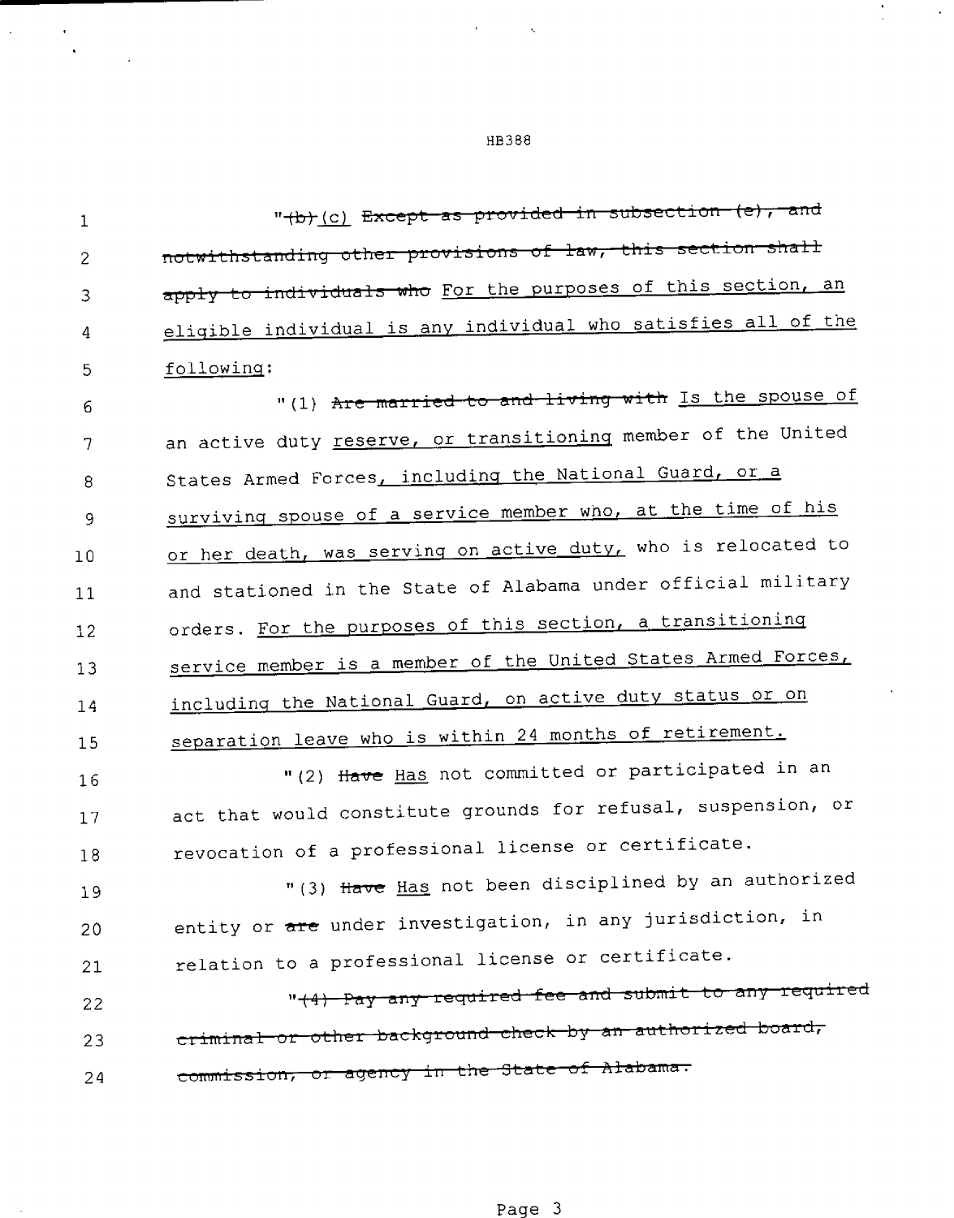"~~(b)~~ (c) ~~Except as provided in subsection (e), and notwithstanding other provisions of law, this section shall apply to individuals who~~ For the purposes of this section, an eligible individual is any individual who satisfies all of the following:

"(1) ~~Are married to and living with~~ Is the spouse of an active duty reserve, or transitioning member of the United States Armed Forces, including the National Guard, or a surviving spouse of a service member who, at the time of his or her death, was serving on active duty, who is relocated to and stationed in the State of Alabama under official military orders. For the purposes of this section, a transitioning service member is a member of the United States Armed Forces, including the National Guard, on active duty status or on separation leave who is within 24 months of retirement.

"(2) ~~Have~~ Has not committed or participated in an act that would constitute grounds for refusal, suspension, or revocation of a professional license or certificate.

"(3) ~~Have~~ Has not been disciplined by an authorized entity or ~~are~~ under investigation, in any jurisdiction, in relation to a professional license or certificate.

"~~(4) Pay any required fee and submit to any required criminal or other background check by an authorized board, commission, or agency in the State of Alabama.~~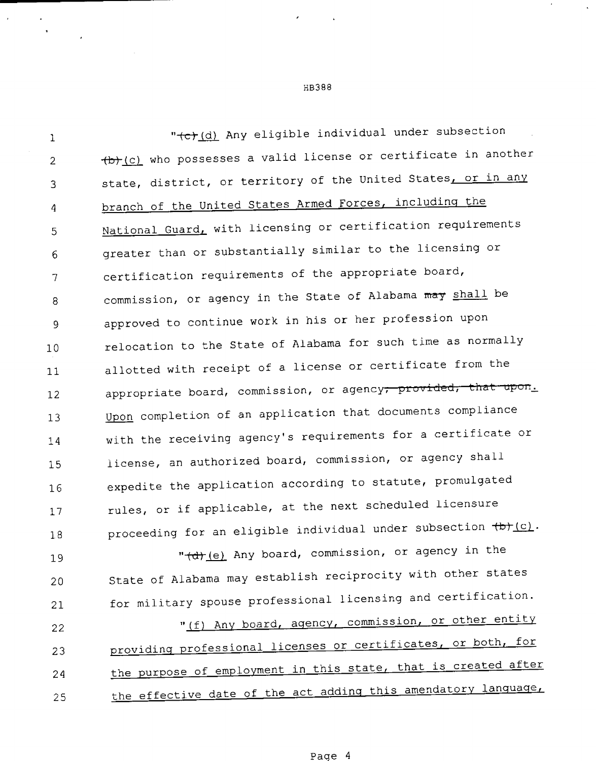"~~(c)~~ (d) Any eligible individual under subsection ~~(b)~~ (c) who possesses a valid license or certificate in another state, district, or territory of the United States, or in any branch of the United States Armed Forces, including the National Guard, with licensing or certification requirements greater than or substantially similar to the licensing or certification requirements of the appropriate board, commission, or agency in the State of Alabama ~~may~~ shall be approved to continue work in his or her profession upon relocation to the State of Alabama for such time as normally allotted with receipt of a license or certificate from the appropriate board, commission, or agency~~; provided, that upon~~. Upon completion of an application that documents compliance with the receiving agency's requirements for a certificate or license, an authorized board, commission, or agency shall expedite the application according to statute, promulgated rules, or if applicable, at the next scheduled licensure proceeding for an eligible individual under subsection ~~(b)~~ (c).

"~~(d)~~ (e) Any board, commission, or agency in the State of Alabama may establish reciprocity with other states for military spouse professional licensing and certification.

"(f) Any board, agency, commission, or other entity providing professional licenses or certificates, or both, for the purpose of employment in this state, that is created after the effective date of the act adding this amendatory language,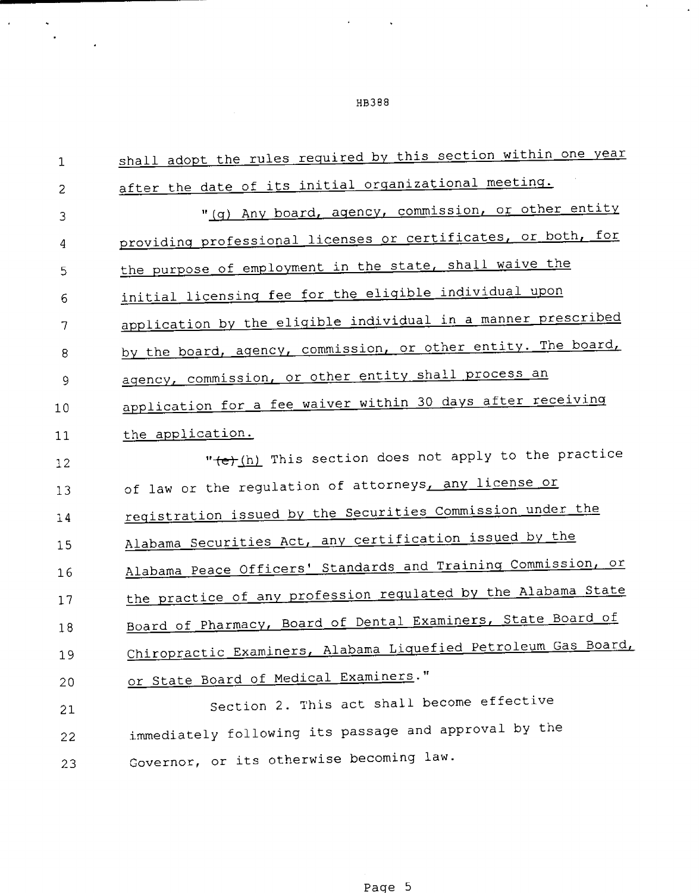shall adopt the rules required by this section within one year after the date of its initial organizational meeting.

"(g) Any board, agency, commission, or other entity providing professional licenses or certificates, or both, for the purpose of employment in the state, shall waive the initial licensing fee for the eligible individual upon application by the eligible individual in a manner prescribed by the board, agency, commission, or other entity. The board, agency, commission, or other entity shall process an application for a fee waiver within 30 days after receiving the application.

"~~(e)~~ (h) This section does not apply to the practice of law or the regulation of attorneys, any license or registration issued by the Securities Commission under the Alabama Securities Act, any certification issued by the Alabama Peace Officers' Standards and Training Commission, or the practice of any profession regulated by the Alabama State Board of Pharmacy, Board of Dental Examiners, State Board of Chiropractic Examiners, Alabama Liquefied Petroleum Gas Board, or State Board of Medical Examiners."

Section 2. This act shall become effective immediately following its passage and approval by the Governor, or its otherwise becoming law.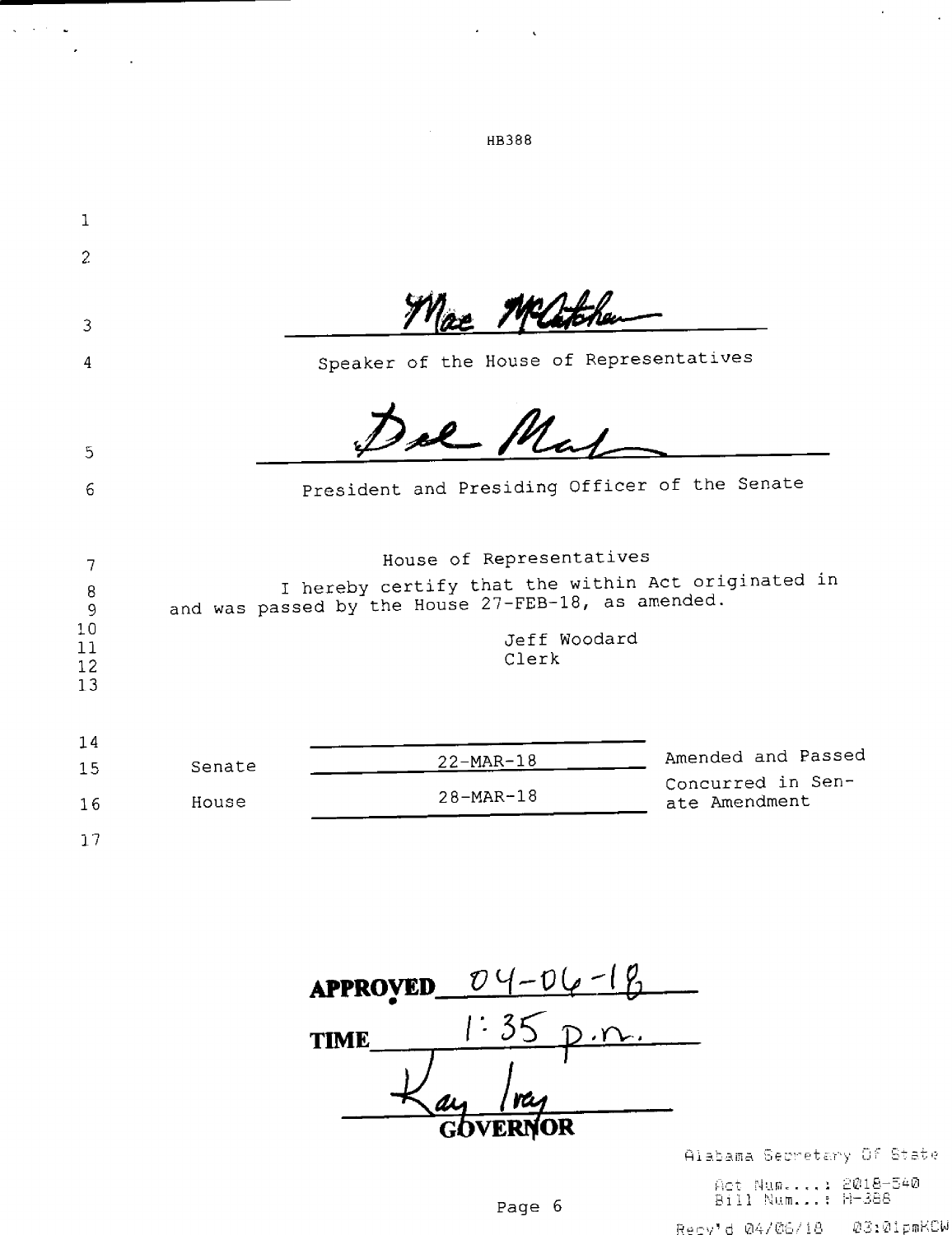HB388

Mac McCutcheon

Speaker of the House of Representatives

Del Marsh

President and Presiding Officer of the Senate

House of Representatives

I hereby certify that the within Act originated in and was passed by the House 27-FEB-18, as amended.

Jeff Woodard
Clerk

| | | |
|---|---|---|
| Senate | 22-MAR-18 | Amended and Passed |
| House | 28-MAR-18 | Concurred in Senate Amendment |

APPROVED 04-06-18

TIME 1:35 p.m.

Kay Ivey

GOVERNOR

Alabama Secretary Of State

Act Num....: 2018-540
Bill Num...: H-388

Recv'd 04/06/18 03:01pmKCW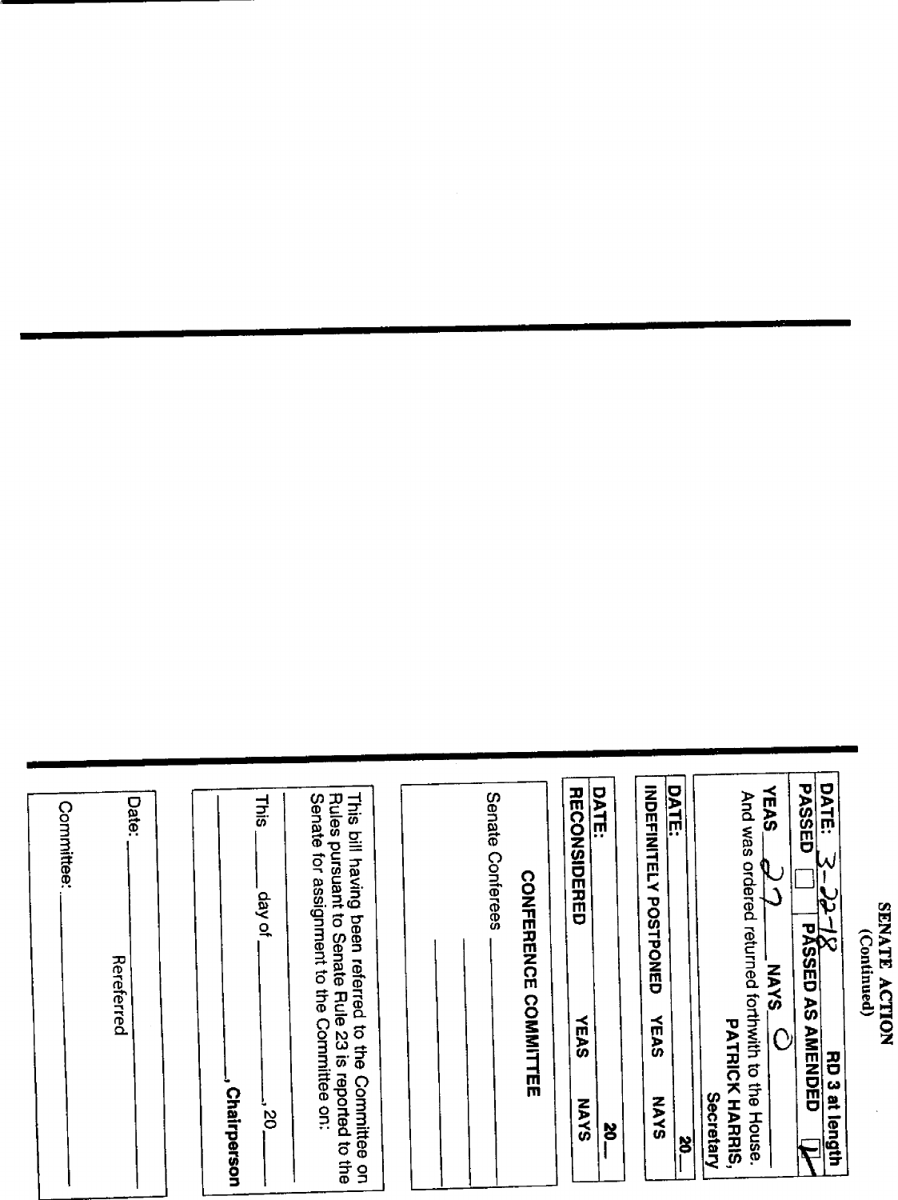# SENATE ACTION
(Continued)

| | |
|---|---|
| DATE: 3-22-18 | RD 3 at length |
| PASSED ☐ | PASSED AS AMENDED ☑ |
| YEAS 27 | NAYS 0 |

And was ordered returned forthwith to the House.

PATRICK HARRIS,
Secretary

| | | |
|---|---|---|
| DATE: | | 20__ |
| INDEFINITELY POSTPONED | YEAS | NAYS |

| | | |
|---|---|---|
| DATE: | | 20__ |
| RECONSIDERED | YEAS | NAYS |

## CONFERENCE COMMITTEE

Senate Conferees ________

________

________

________

This bill having been referred to the Committee on Rules pursuant to Senate Rule 23 is reported to the Senate for assignment to the Committee on:

________

This ____ day of ________, 20____

________, **Chairperson**

Rereferred

Date: ________

Committee: ________